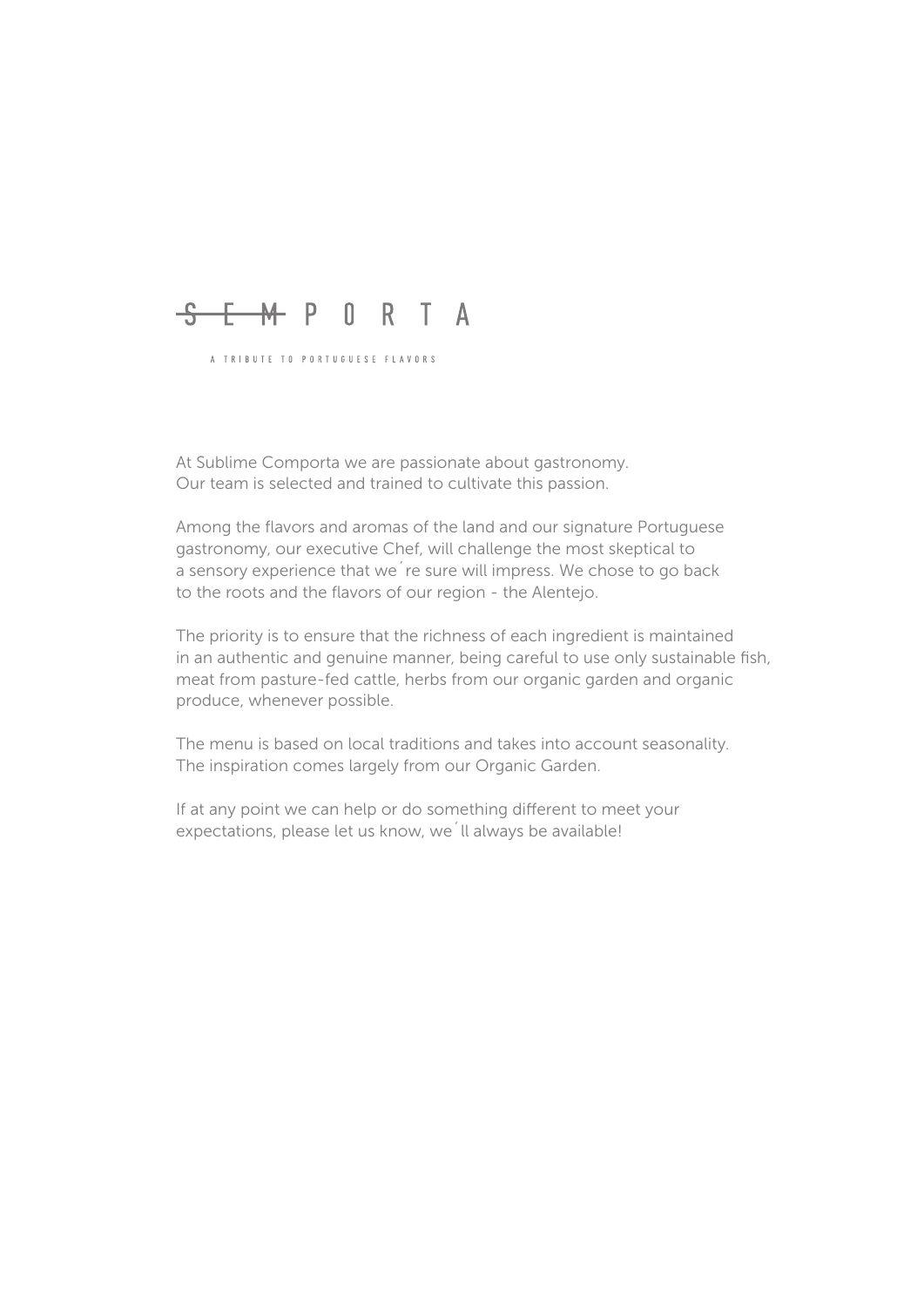# SEM PORTA

A TRIBUTE TO PORTUGUESE FLAVORS

At Sublime Comporta we are passionate about gastronomy.
Our team is selected and trained to cultivate this passion.

Among the flavors and aromas of the land and our signature Portuguese gastronomy, our executive Chef, will challenge the most skeptical to a sensory experience that we´re sure will impress. We chose to go back to the roots and the flavors of our region - the Alentejo.

The priority is to ensure that the richness of each ingredient is maintained in an authentic and genuine manner, being careful to use only sustainable fish, meat from pasture-fed cattle, herbs from our organic garden and organic produce, whenever possible.

The menu is based on local traditions and takes into account seasonality.
The inspiration comes largely from our Organic Garden.

If at any point we can help or do something different to meet your expectations, please let us know, we´ll always be available!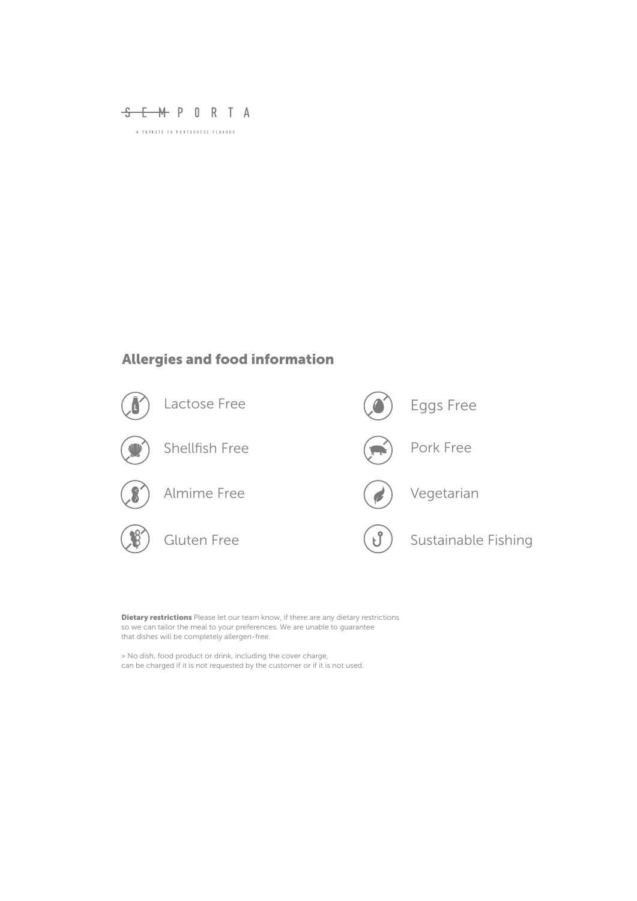SEM PORTA

A TRIBUTE TO PORTUGUESE FLAVORS

## Allergies and food information

- Lactose Free
- Eggs Free
- Shellfish Free
- Pork Free
- Almime Free
- Vegetarian
- Gluten Free
- Sustainable Fishing

**Dietary restrictions** Please let our team know, if there are any dietary restrictions so we can tailor the meal to your preferences. We are unable to guarantee that dishes will be completely allergen-free.

> No dish, food product or drink, including the cover charge, can be charged if it is not requested by the customer or if it is not used.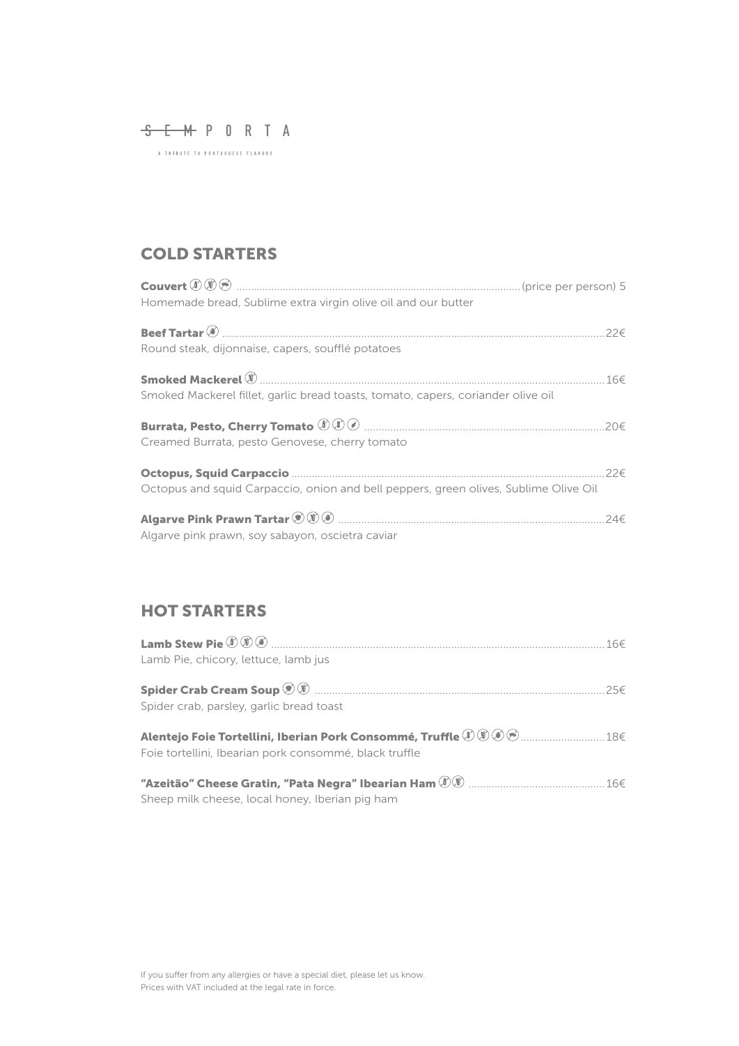SEM PORTA

A TRIBUTE TO PORTUGUESE FLAVORS

## COLD STARTERS

**Couvert** ................................................................ (price per person) 5
Homemade bread, Sublime extra virgin olive oil and our butter

**Beef Tartar** ................................................................ 22€
Round steak, dijonnaise, capers, soufflé potatoes

**Smoked Mackerel** ................................................................ 16€
Smoked Mackerel fillet, garlic bread toasts, tomato, capers, coriander olive oil

**Burrata, Pesto, Cherry Tomato** ................................................................ 20€
Creamed Burrata, pesto Genovese, cherry tomato

**Octopus, Squid Carpaccio** ................................................................ 22€
Octopus and squid Carpaccio, onion and bell peppers, green olives, Sublime Olive Oil

**Algarve Pink Prawn Tartar** ................................................................ 24€
Algarve pink prawn, soy sabayon, oscietra caviar

## HOT STARTERS

**Lamb Stew Pie** ................................................................ 16€
Lamb Pie, chicory, lettuce, lamb jus

**Spider Crab Cream Soup** ................................................................ 25€
Spider crab, parsley, garlic bread toast

**Alentejo Foie Tortellini, Iberian Pork Consommé, Truffle** ................................................................ 18€
Foie tortellini, Ibearian pork consommé, black truffle

**"Azeitão" Cheese Gratin, "Pata Negra" Ibearian Ham** ................................................................ 16€
Sheep milk cheese, local honey, Iberian pig ham

If you suffer from any allergies or have a special diet, please let us know.
Prices with VAT included at the legal rate in force.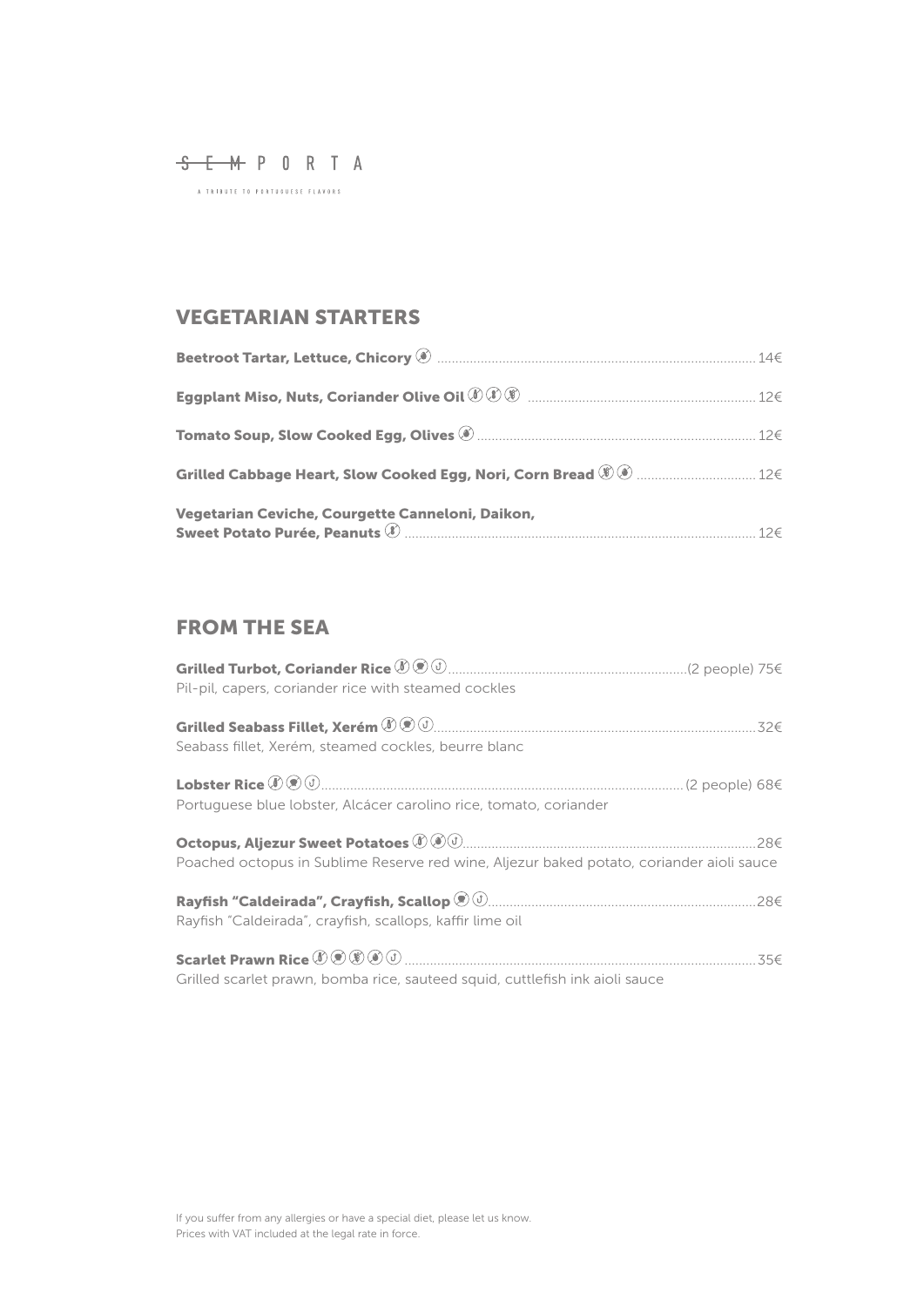S̶E̶M̶ PORTA

A TRIBUTE TO PORTUGUESE FLAVORS

## VEGETARIAN STARTERS

**Beetroot Tartar, Lettuce, Chicory** ........ 14€

**Eggplant Miso, Nuts, Coriander Olive Oil** ........ 12€

**Tomato Soup, Slow Cooked Egg, Olives** ........ 12€

**Grilled Cabbage Heart, Slow Cooked Egg, Nori, Corn Bread** ........ 12€

**Vegetarian Ceviche, Courgette Canneloni, Daikon, Sweet Potato Purée, Peanuts** ........ 12€

## FROM THE SEA

**Grilled Turbot, Coriander Rice** ........ (2 people) 75€
Pil-pil, capers, coriander rice with steamed cockles

**Grilled Seabass Fillet, Xerém** ........ 32€
Seabass fillet, Xerém, steamed cockles, beurre blanc

**Lobster Rice** ........ (2 people) 68€
Portuguese blue lobster, Alcácer carolino rice, tomato, coriander

**Octopus, Aljezur Sweet Potatoes** ........ 28€
Poached octopus in Sublime Reserve red wine, Aljezur baked potato, coriander aioli sauce

**Rayfish "Caldeirada", Crayfish, Scallop** ........ 28€
Rayfish "Caldeirada", crayfish, scallops, kaffir lime oil

**Scarlet Prawn Rice** ........ 35€
Grilled scarlet prawn, bomba rice, sauteed squid, cuttlefish ink aioli sauce

If you suffer from any allergies or have a special diet, please let us know.
Prices with VAT included at the legal rate in force.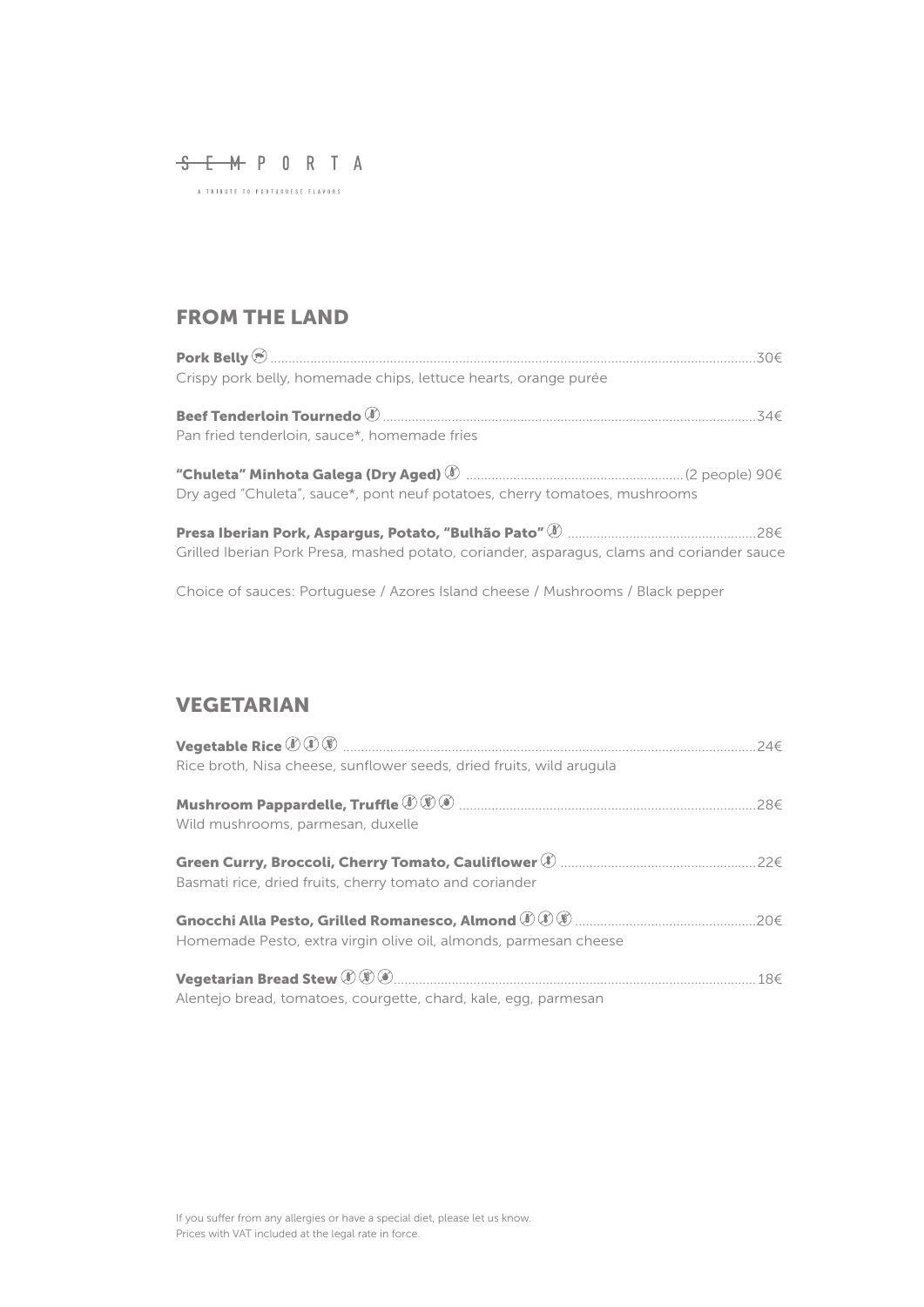SEM PORTA

A TRIBUTE TO PORTUGUESE FLAVORS

## FROM THE LAND

**Pork Belly** ........................................................................................................................ 30€
Crispy pork belly, homemade chips, lettuce hearts, orange purée

**Beef Tenderloin Tournedo** ........................................................................................................ 34€
Pan fried tenderloin, sauce*, homemade fries

**"Chuleta" Minhota Galega (Dry Aged)** ........................................................... (2 people) 90€
Dry aged "Chuleta", sauce*, pont neuf potatoes, cherry tomatoes, mushrooms

**Presa Iberian Pork, Aspargus, Potato, "Bulhão Pato"** .................................................... 28€
Grilled Iberian Pork Presa, mashed potato, coriander, asparagus, clams and coriander sauce

Choice of sauces: Portuguese / Azores Island cheese / Mushrooms / Black pepper

## VEGETARIAN

**Vegetable Rice** .................................................................................................................. 24€
Rice broth, Nisa cheese, sunflower seeds, dried fruits, wild arugula

**Mushroom Pappardelle, Truffle** ................................................................................. 28€
Wild mushrooms, parmesan, duxelle

**Green Curry, Broccoli, Cherry Tomato, Cauliflower** ..................................................... 22€
Basmati rice, dried fruits, cherry tomato and coriander

**Gnocchi Alla Pesto, Grilled Romanesco, Almond** ................................................. 20€
Homemade Pesto, extra virgin olive oil, almonds, parmesan cheese

**Vegetarian Bread Stew** ...................................................................................................... 18€
Alentejo bread, tomatoes, courgette, chard, kale, egg, parmesan

If you suffer from any allergies or have a special diet, please let us know.
Prices with VAT included at the legal rate in force.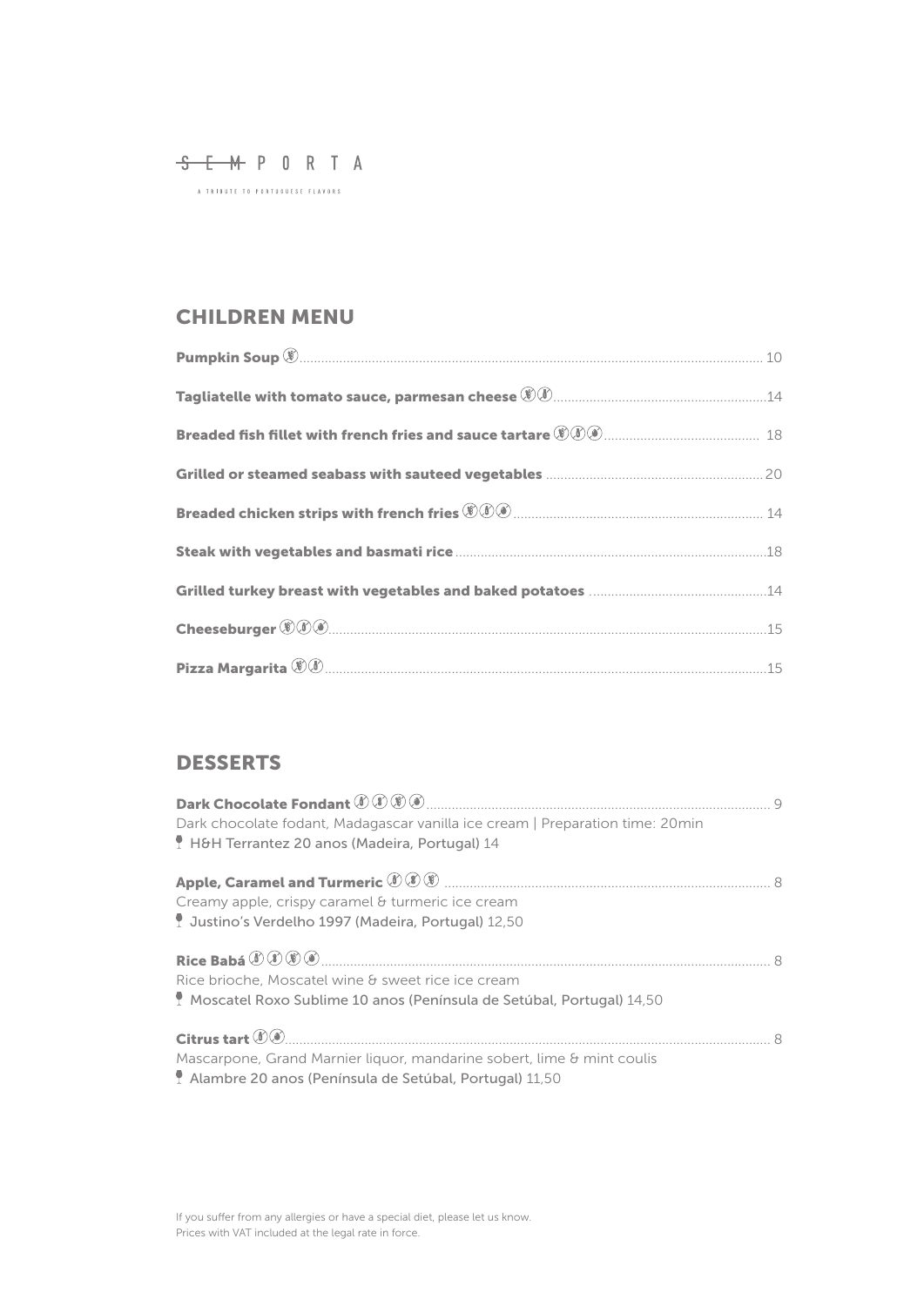SEM PORTA

A TRIBUTE TO PORTUGUESE FLAVORS

## CHILDREN MENU

**Pumpkin Soup** ........ 10

**Tagliatelle with tomato sauce, parmesan cheese** ........ 14

**Breaded fish fillet with french fries and sauce tartare** ........ 18

**Grilled or steamed seabass with sauteed vegetables** ........ 20

**Breaded chicken strips with french fries** ........ 14

**Steak with vegetables and basmati rice** ........ 18

**Grilled turkey breast with vegetables and baked potatoes** ........ 14

**Cheeseburger** ........ 15

**Pizza Margarita** ........ 15

## DESSERTS

**Dark Chocolate Fondant** ........ 9
Dark chocolate fodant, Madagascar vanilla ice cream | Preparation time: 20min
H&H Terrantez 20 anos (Madeira, Portugal) 14

**Apple, Caramel and Turmeric** ........ 8
Creamy apple, crispy caramel & turmeric ice cream
Justino's Verdelho 1997 (Madeira, Portugal) 12,50

**Rice Babá** ........ 8
Rice brioche, Moscatel wine & sweet rice ice cream
Moscatel Roxo Sublime 10 anos (Península de Setúbal, Portugal) 14,50

**Citrus tart** ........ 8
Mascarpone, Grand Marnier liquor, mandarine sobert, lime & mint coulis
Alambre 20 anos (Península de Setúbal, Portugal) 11,50

If you suffer from any allergies or have a special diet, please let us know.
Prices with VAT included at the legal rate in force.